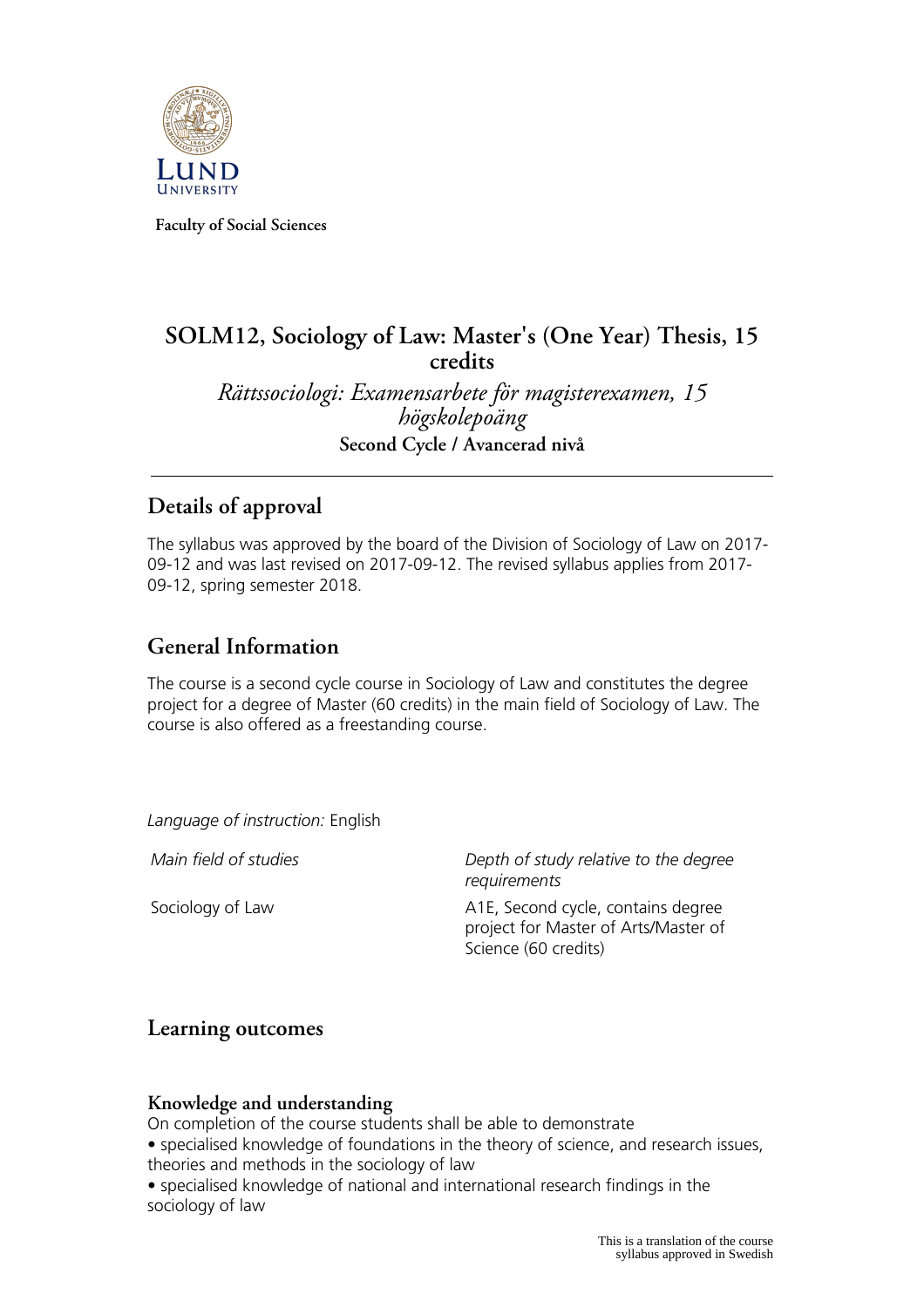Faculty of Social Sciences

# SOLM12, Sociology of Law: Master's (One Year) Thesis, 15 credits

*Rättssociologi: Examensarbete för magisterexamen, 15 högskolepoäng*

**Second Cycle / Avancerad nivå**

## Details of approval

The syllabus was approved by the board of the Division of Sociology of Law on 2017-09-12 and was last revised on 2017-09-12. The revised syllabus applies from 2017-09-12, spring semester 2018.

## General Information

The course is a second cycle course in Sociology of Law and constitutes the degree project for a degree of Master (60 credits) in the main field of Sociology of Law. The course is also offered as a freestanding course.

*Language of instruction:* English

| *Main field of studies* | *Depth of study relative to the degree requirements* |
| --- | --- |
| Sociology of Law | A1E, Second cycle, contains degree project for Master of Arts/Master of Science (60 credits) |

## Learning outcomes

### Knowledge and understanding

On completion of the course students shall be able to demonstrate

- specialised knowledge of foundations in the theory of science, and research issues, theories and methods in the sociology of law
- specialised knowledge of national and international research findings in the sociology of law

This is a translation of the course syllabus approved in Swedish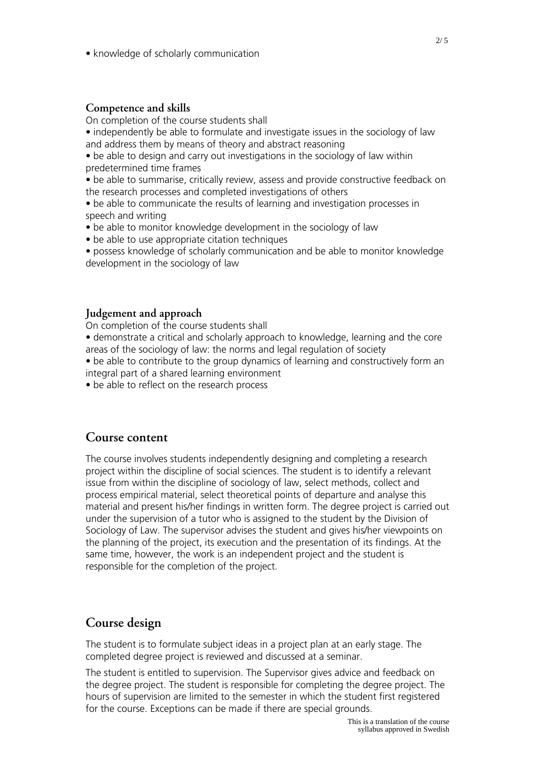- knowledge of scholarly communication

### Competence and skills

On completion of the course students shall

- independently be able to formulate and investigate issues in the sociology of law and address them by means of theory and abstract reasoning
- be able to design and carry out investigations in the sociology of law within predetermined time frames
- be able to summarise, critically review, assess and provide constructive feedback on the research processes and completed investigations of others
- be able to communicate the results of learning and investigation processes in speech and writing
- be able to monitor knowledge development in the sociology of law
- be able to use appropriate citation techniques
- possess knowledge of scholarly communication and be able to monitor knowledge development in the sociology of law

### Judgement and approach

On completion of the course students shall

- demonstrate a critical and scholarly approach to knowledge, learning and the core areas of the sociology of law: the norms and legal regulation of society
- be able to contribute to the group dynamics of learning and constructively form an integral part of a shared learning environment
- be able to reflect on the research process

## Course content

The course involves students independently designing and completing a research project within the discipline of social sciences. The student is to identify a relevant issue from within the discipline of sociology of law, select methods, collect and process empirical material, select theoretical points of departure and analyse this material and present his/her findings in written form. The degree project is carried out under the supervision of a tutor who is assigned to the student by the Division of Sociology of Law. The supervisor advises the student and gives his/her viewpoints on the planning of the project, its execution and the presentation of its findings. At the same time, however, the work is an independent project and the student is responsible for the completion of the project.

## Course design

The student is to formulate subject ideas in a project plan at an early stage. The completed degree project is reviewed and discussed at a seminar.

The student is entitled to supervision. The Supervisor gives advice and feedback on the degree project. The student is responsible for completing the degree project. The hours of supervision are limited to the semester in which the student first registered for the course. Exceptions can be made if there are special grounds.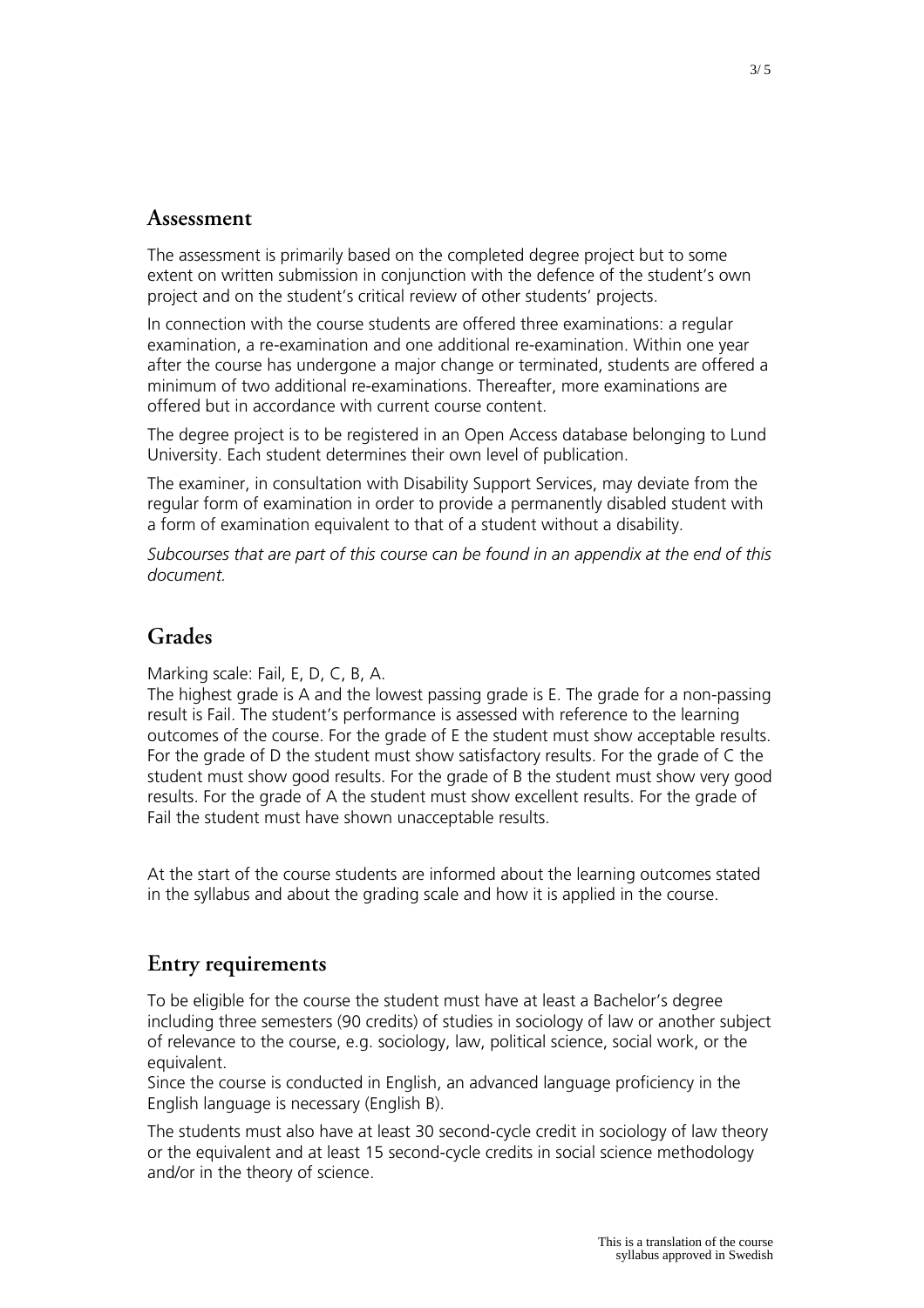## Assessment

The assessment is primarily based on the completed degree project but to some extent on written submission in conjunction with the defence of the student's own project and on the student's critical review of other students' projects.

In connection with the course students are offered three examinations: a regular examination, a re-examination and one additional re-examination. Within one year after the course has undergone a major change or terminated, students are offered a minimum of two additional re-examinations. Thereafter, more examinations are offered but in accordance with current course content.

The degree project is to be registered in an Open Access database belonging to Lund University. Each student determines their own level of publication.

The examiner, in consultation with Disability Support Services, may deviate from the regular form of examination in order to provide a permanently disabled student with a form of examination equivalent to that of a student without a disability.

*Subcourses that are part of this course can be found in an appendix at the end of this document.*

## Grades

Marking scale: Fail, E, D, C, B, A.
The highest grade is A and the lowest passing grade is E. The grade for a non-passing result is Fail. The student's performance is assessed with reference to the learning outcomes of the course. For the grade of E the student must show acceptable results. For the grade of D the student must show satisfactory results. For the grade of C the student must show good results. For the grade of B the student must show very good results. For the grade of A the student must show excellent results. For the grade of Fail the student must have shown unacceptable results.

At the start of the course students are informed about the learning outcomes stated in the syllabus and about the grading scale and how it is applied in the course.

## Entry requirements

To be eligible for the course the student must have at least a Bachelor's degree including three semesters (90 credits) of studies in sociology of law or another subject of relevance to the course, e.g. sociology, law, political science, social work, or the equivalent.
Since the course is conducted in English, an advanced language proficiency in the English language is necessary (English B).

The students must also have at least 30 second-cycle credit in sociology of law theory or the equivalent and at least 15 second-cycle credits in social science methodology and/or in the theory of science.

This is a translation of the course syllabus approved in Swedish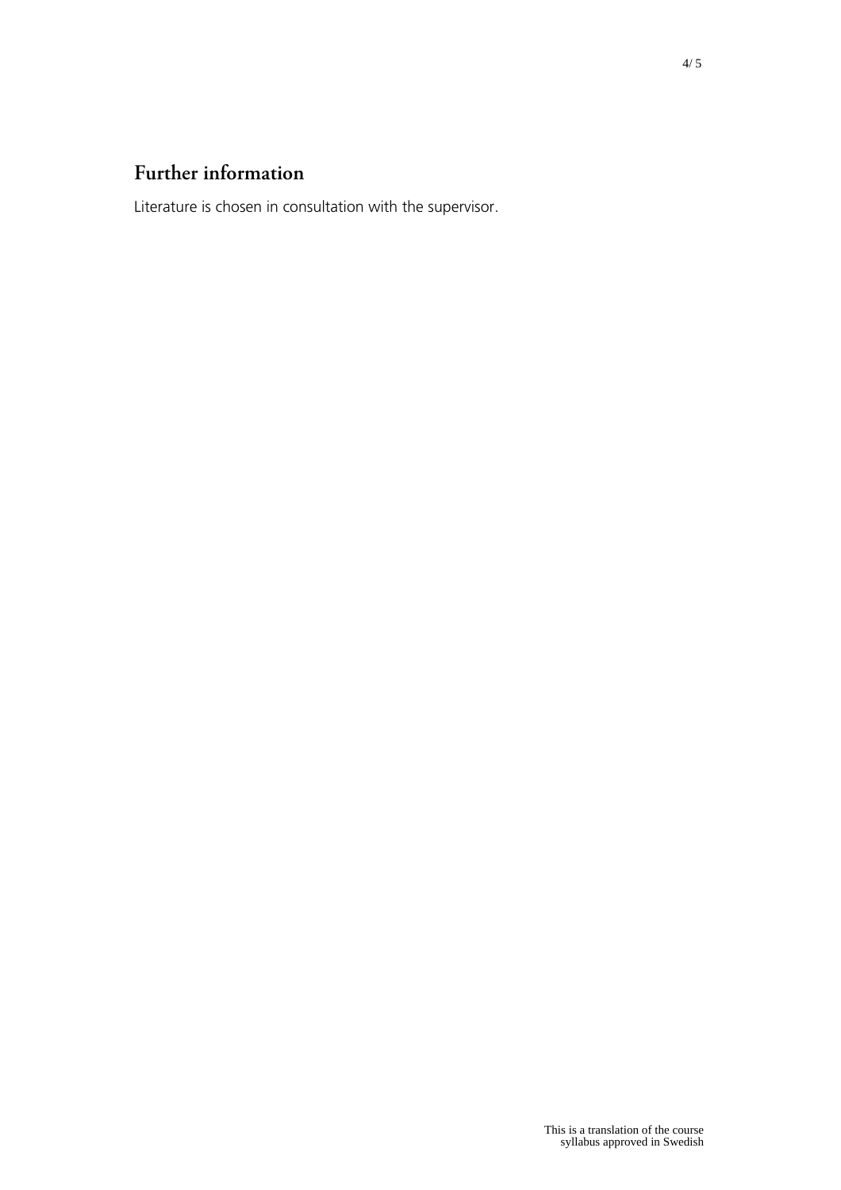## Further information

Literature is chosen in consultation with the supervisor.

This is a translation of the course syllabus approved in Swedish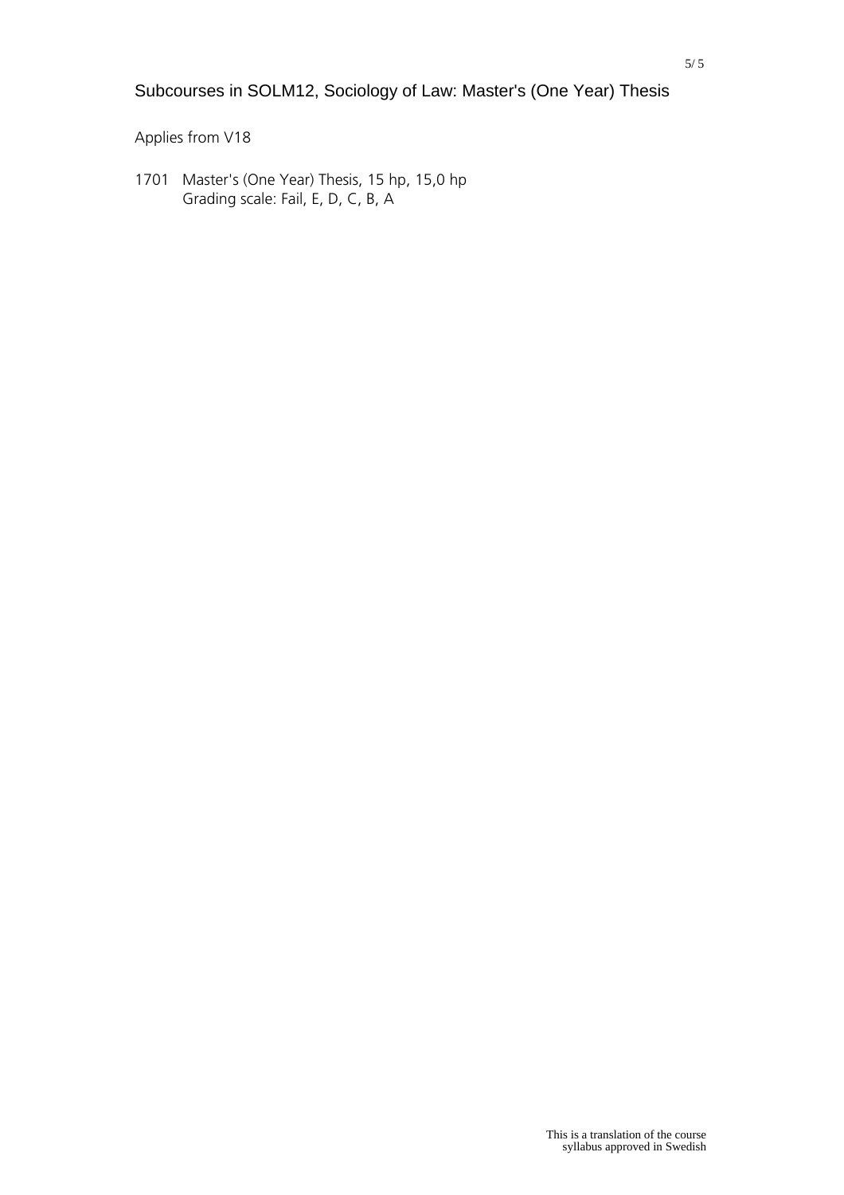## Subcourses in SOLM12, Sociology of Law: Master's (One Year) Thesis

Applies from V18

1701 Master's (One Year) Thesis, 15 hp, 15,0 hp
Grading scale: Fail, E, D, C, B, A

This is a translation of the course syllabus approved in Swedish